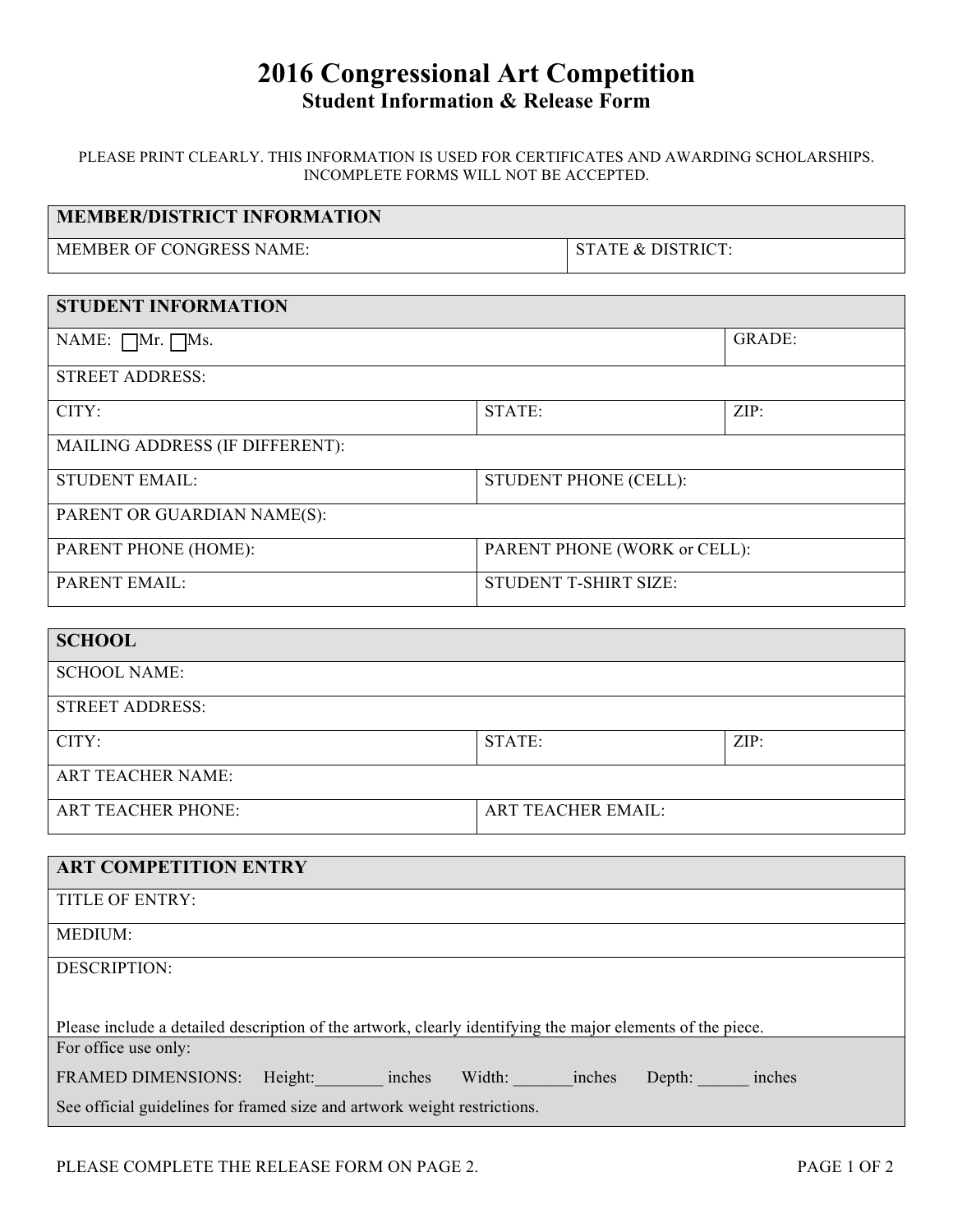# 2016 Congressional Art Competition

## Student Information & Release Form

PLEASE PRINT CLEARLY. THIS INFORMATION IS USED FOR CERTIFICATES AND AWARDING SCHOLARSHIPS. INCOMPLETE FORMS WILL NOT BE ACCEPTED.

| MEMBER/DISTRICT INFORMATION | |
|---|---|
| MEMBER OF CONGRESS NAME: | STATE & DISTRICT: |

| STUDENT INFORMATION | | |
|---|---|---|
| NAME: ☐Mr. ☐Ms. | | GRADE: |
| STREET ADDRESS: | | |
| CITY: | STATE: | ZIP: |
| MAILING ADDRESS (IF DIFFERENT): | | |
| STUDENT EMAIL: | STUDENT PHONE (CELL): | |
| PARENT OR GUARDIAN NAME(S): | | |
| PARENT PHONE (HOME): | PARENT PHONE (WORK or CELL): | |
| PARENT EMAIL: | STUDENT T-SHIRT SIZE: | |

| SCHOOL | | |
|---|---|---|
| SCHOOL NAME: | | |
| STREET ADDRESS: | | |
| CITY: | STATE: | ZIP: |
| ART TEACHER NAME: | | |
| ART TEACHER PHONE: | ART TEACHER EMAIL: | |

| ART COMPETITION ENTRY |
|---|
| TITLE OF ENTRY: |
| MEDIUM: |
| DESCRIPTION: <br><br> Please include a detailed description of the artwork, clearly identifying the major elements of the piece. |
| For office use only: <br> FRAMED DIMENSIONS: Height:________ inches Width: _______inches Depth: ______ inches <br> See official guidelines for framed size and artwork weight restrictions. |

PLEASE COMPLETE THE RELEASE FORM ON PAGE 2.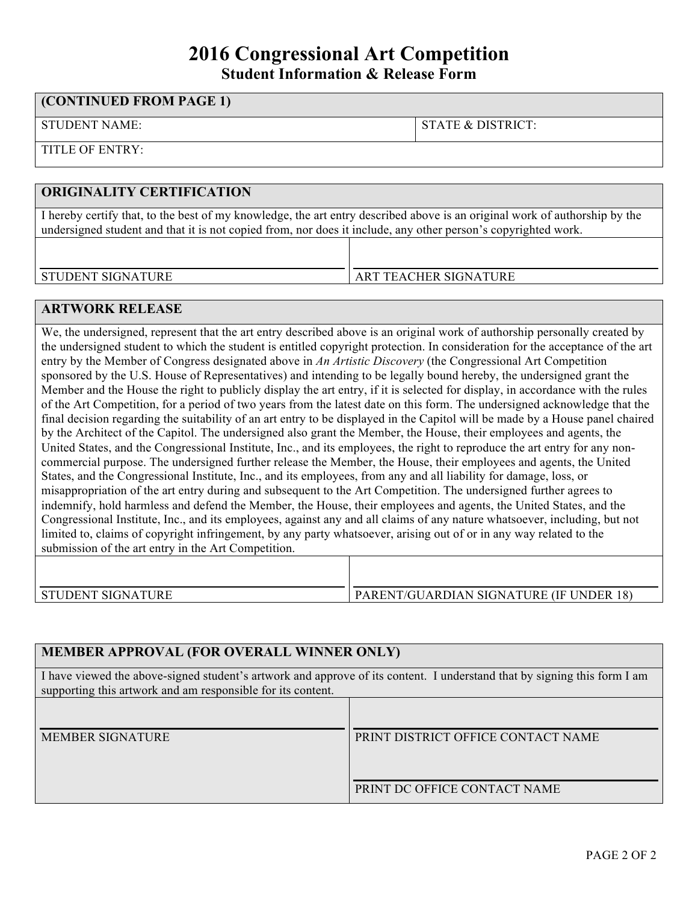# 2016 Congressional Art Competition

## Student Information & Release Form

| (CONTINUED FROM PAGE 1) | |
|---|---|
| STUDENT NAME: | STATE & DISTRICT: |
| TITLE OF ENTRY: | |

### ORIGINALITY CERTIFICATION

I hereby certify that, to the best of my knowledge, the art entry described above is an original work of authorship by the undersigned student and that it is not copied from, nor does it include, any other person's copyrighted work.

| | |
|---|---|
| STUDENT SIGNATURE | ART TEACHER SIGNATURE |

### ARTWORK RELEASE

We, the undersigned, represent that the art entry described above is an original work of authorship personally created by the undersigned student to which the student is entitled copyright protection. In consideration for the acceptance of the art entry by the Member of Congress designated above in *An Artistic Discovery* (the Congressional Art Competition sponsored by the U.S. House of Representatives) and intending to be legally bound hereby, the undersigned grant the Member and the House the right to publicly display the art entry, if it is selected for display, in accordance with the rules of the Art Competition, for a period of two years from the latest date on this form. The undersigned acknowledge that the final decision regarding the suitability of an art entry to be displayed in the Capitol will be made by a House panel chaired by the Architect of the Capitol. The undersigned also grant the Member, the House, their employees and agents, the United States, and the Congressional Institute, Inc., and its employees, the right to reproduce the art entry for any non-commercial purpose. The undersigned further release the Member, the House, their employees and agents, the United States, and the Congressional Institute, Inc., and its employees, from any and all liability for damage, loss, or misappropriation of the art entry during and subsequent to the Art Competition. The undersigned further agrees to indemnify, hold harmless and defend the Member, the House, their employees and agents, the United States, and the Congressional Institute, Inc., and its employees, against any and all claims of any nature whatsoever, including, but not limited to, claims of copyright infringement, by any party whatsoever, arising out of or in any way related to the submission of the art entry in the Art Competition.

| | |
|---|---|
| STUDENT SIGNATURE | PARENT/GUARDIAN SIGNATURE (IF UNDER 18) |

### MEMBER APPROVAL (FOR OVERALL WINNER ONLY)

I have viewed the above-signed student's artwork and approve of its content. I understand that by signing this form I am supporting this artwork and am responsible for its content.

| | |
|---|---|
| MEMBER SIGNATURE | PRINT DISTRICT OFFICE CONTACT NAME |
| | PRINT DC OFFICE CONTACT NAME |